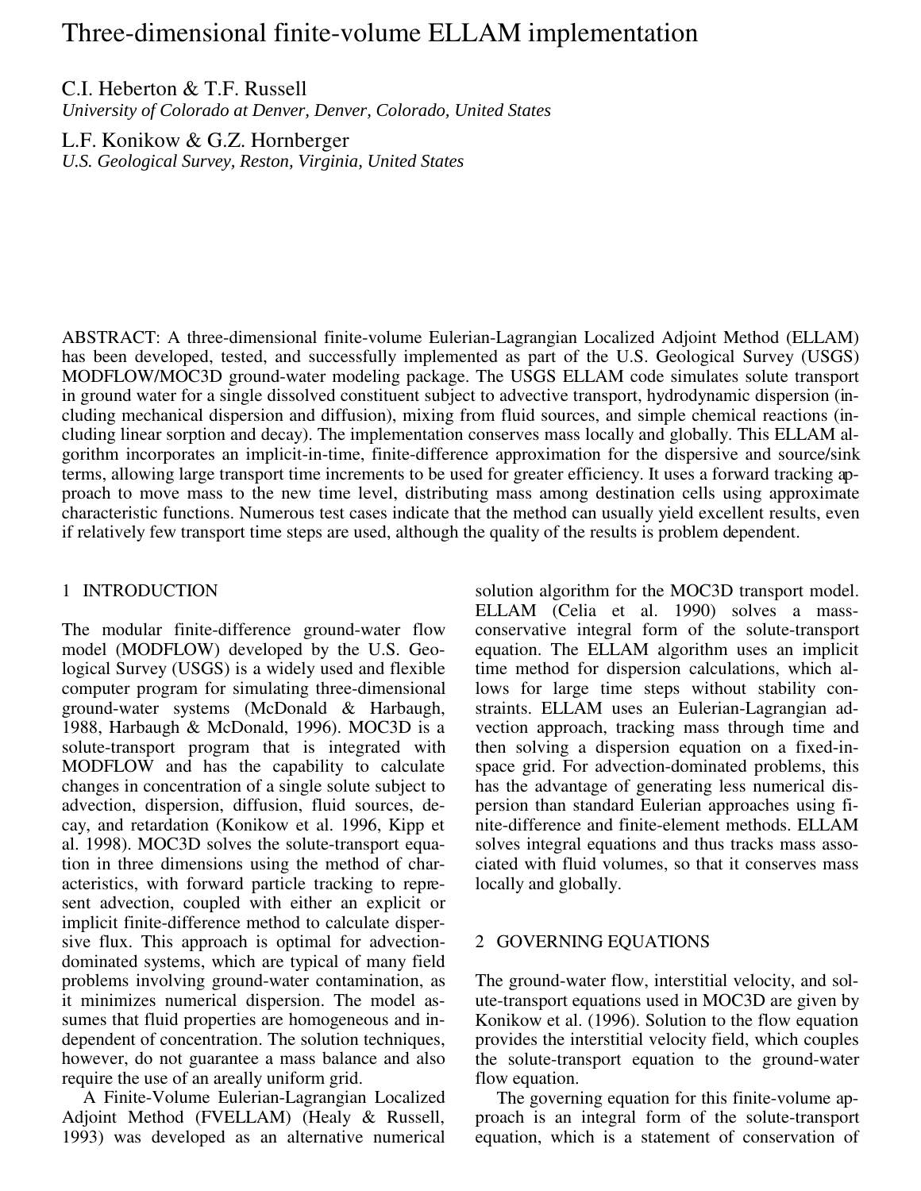# Three-dimensional finite-volume ELLAM implementation

C.I. Heberton & T.F. Russell
*University of Colorado at Denver, Denver, Colorado, United States*

L.F. Konikow & G.Z. Hornberger
*U.S. Geological Survey, Reston, Virginia, United States*

ABSTRACT: A three-dimensional finite-volume Eulerian-Lagrangian Localized Adjoint Method (ELLAM) has been developed, tested, and successfully implemented as part of the U.S. Geological Survey (USGS) MODFLOW/MOC3D ground-water modeling package. The USGS ELLAM code simulates solute transport in ground water for a single dissolved constituent subject to advective transport, hydrodynamic dispersion (including mechanical dispersion and diffusion), mixing from fluid sources, and simple chemical reactions (including linear sorption and decay). The implementation conserves mass locally and globally. This ELLAM algorithm incorporates an implicit-in-time, finite-difference approximation for the dispersive and source/sink terms, allowing large transport time increments to be used for greater efficiency. It uses a forward tracking approach to move mass to the new time level, distributing mass among destination cells using approximate characteristic functions. Numerous test cases indicate that the method can usually yield excellent results, even if relatively few transport time steps are used, although the quality of the results is problem dependent.

## 1 INTRODUCTION

The modular finite-difference ground-water flow model (MODFLOW) developed by the U.S. Geological Survey (USGS) is a widely used and flexible computer program for simulating three-dimensional ground-water systems (McDonald & Harbaugh, 1988, Harbaugh & McDonald, 1996). MOC3D is a solute-transport program that is integrated with MODFLOW and has the capability to calculate changes in concentration of a single solute subject to advection, dispersion, diffusion, fluid sources, decay, and retardation (Konikow et al. 1996, Kipp et al. 1998). MOC3D solves the solute-transport equation in three dimensions using the method of characteristics, with forward particle tracking to represent advection, coupled with either an explicit or implicit finite-difference method to calculate dispersive flux. This approach is optimal for advection-dominated systems, which are typical of many field problems involving ground-water contamination, as it minimizes numerical dispersion. The model assumes that fluid properties are homogeneous and independent of concentration. The solution techniques, however, do not guarantee a mass balance and also require the use of an areally uniform grid.

A Finite-Volume Eulerian-Lagrangian Localized Adjoint Method (FVELLAM) (Healy & Russell, 1993) was developed as an alternative numerical solution algorithm for the MOC3D transport model. ELLAM (Celia et al. 1990) solves a mass-conservative integral form of the solute-transport equation. The ELLAM algorithm uses an implicit time method for dispersion calculations, which allows for large time steps without stability constraints. ELLAM uses an Eulerian-Lagrangian advection approach, tracking mass through time and then solving a dispersion equation on a fixed-in-space grid. For advection-dominated problems, this has the advantage of generating less numerical dispersion than standard Eulerian approaches using finite-difference and finite-element methods. ELLAM solves integral equations and thus tracks mass associated with fluid volumes, so that it conserves mass locally and globally.

## 2 GOVERNING EQUATIONS

The ground-water flow, interstitial velocity, and solute-transport equations used in MOC3D are given by Konikow et al. (1996). Solution to the flow equation provides the interstitial velocity field, which couples the solute-transport equation to the ground-water flow equation.

The governing equation for this finite-volume approach is an integral form of the solute-transport equation, which is a statement of conservation of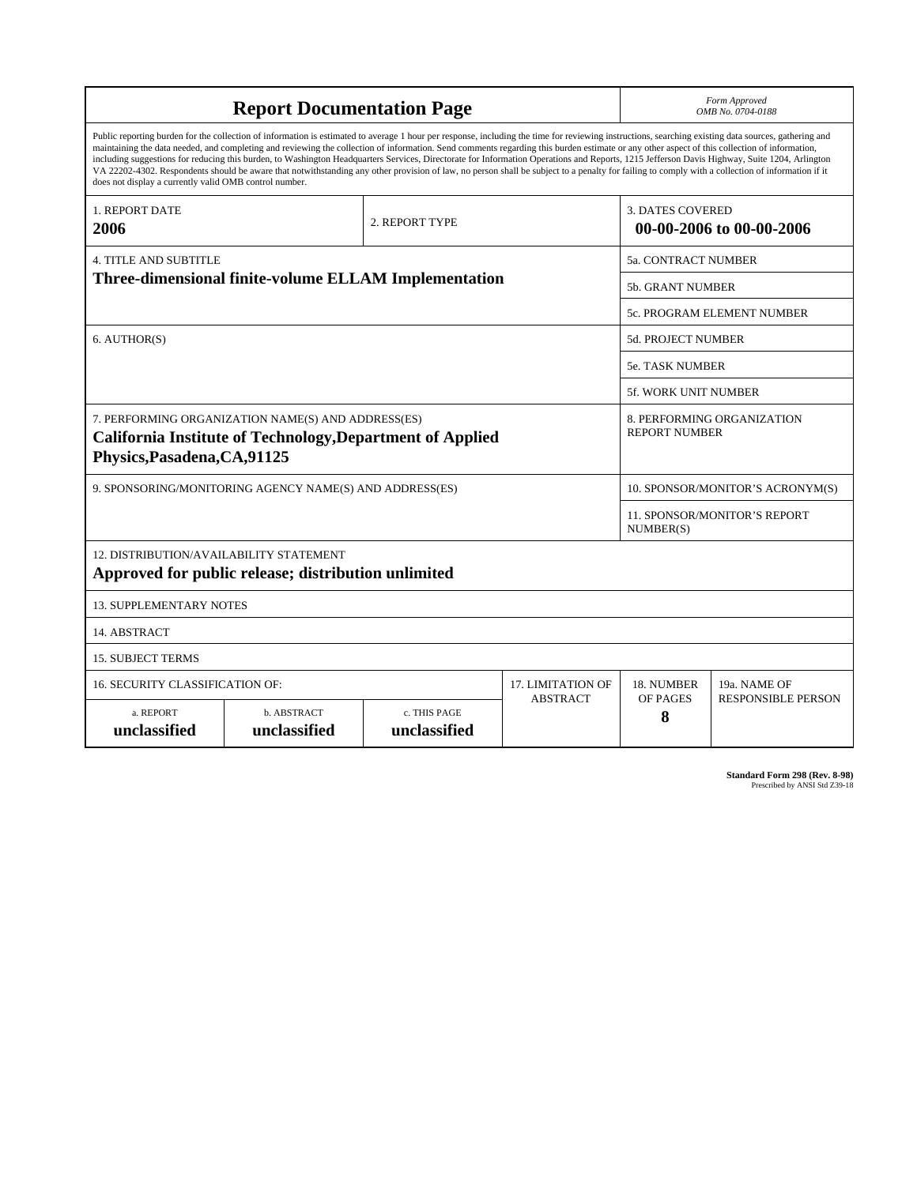# Report Documentation Page

*Form Approved*
*OMB No. 0704-0188*

Public reporting burden for the collection of information is estimated to average 1 hour per response, including the time for reviewing instructions, searching existing data sources, gathering and maintaining the data needed, and completing and reviewing the collection of information. Send comments regarding this burden estimate or any other aspect of this collection of information, including suggestions for reducing this burden, to Washington Headquarters Services, Directorate for Information Operations and Reports, 1215 Jefferson Davis Highway, Suite 1204, Arlington VA 22202-4302. Respondents should be aware that notwithstanding any other provision of law, no person shall be subject to a penalty for failing to comply with a collection of information if it does not display a currently valid OMB control number.

| | | |
|---|---|---|
| 1. REPORT DATE **2006** | 2. REPORT TYPE | 3. DATES COVERED **00-00-2006 to 00-00-2006** |

| | |
|---|---|
| 4. TITLE AND SUBTITLE **Three-dimensional finite-volume ELLAM Implementation** | 5a. CONTRACT NUMBER |
| | 5b. GRANT NUMBER |
| | 5c. PROGRAM ELEMENT NUMBER |
| 6. AUTHOR(S) | 5d. PROJECT NUMBER |
| | 5e. TASK NUMBER |
| | 5f. WORK UNIT NUMBER |
| 7. PERFORMING ORGANIZATION NAME(S) AND ADDRESS(ES) **California Institute of Technology,Department of Applied Physics,Pasadena,CA,91125** | 8. PERFORMING ORGANIZATION REPORT NUMBER |
| 9. SPONSORING/MONITORING AGENCY NAME(S) AND ADDRESS(ES) | 10. SPONSOR/MONITOR'S ACRONYM(S) |
| | 11. SPONSOR/MONITOR'S REPORT NUMBER(S) |

12. DISTRIBUTION/AVAILABILITY STATEMENT
**Approved for public release; distribution unlimited**

13. SUPPLEMENTARY NOTES

14. ABSTRACT

15. SUBJECT TERMS

| 16. SECURITY CLASSIFICATION OF: | | | 17. LIMITATION OF ABSTRACT | 18. NUMBER OF PAGES | 19a. NAME OF RESPONSIBLE PERSON |
|---|---|---|---|---|---|
| a. REPORT **unclassified** | b. ABSTRACT **unclassified** | c. THIS PAGE **unclassified** | | **8** | |

**Standard Form 298 (Rev. 8-98)**
Prescribed by ANSI Std Z39-18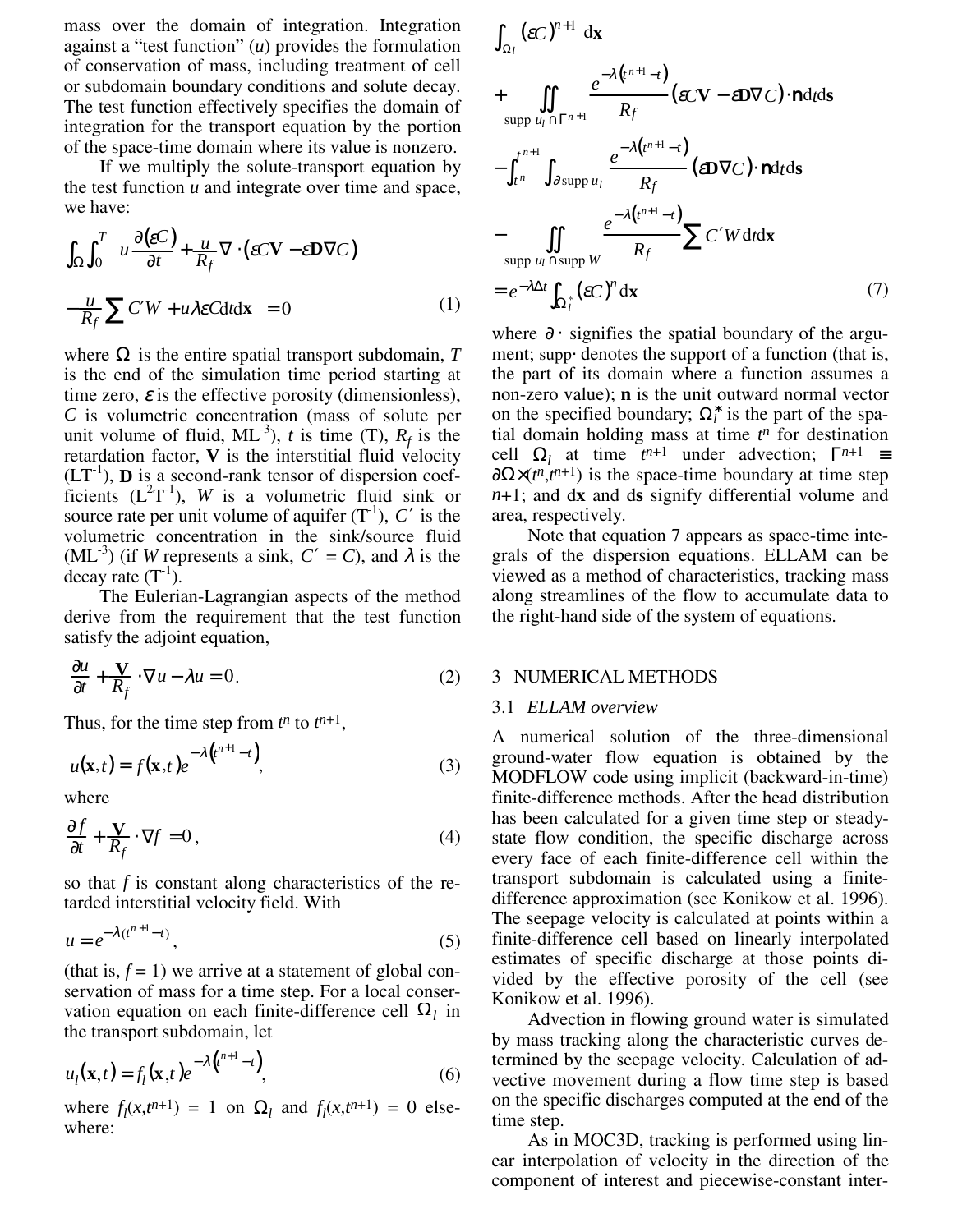mass over the domain of integration. Integration against a "test function" ($u$) provides the formulation of conservation of mass, including treatment of cell or subdomain boundary conditions and solute decay. The test function effectively specifies the domain of integration for the transport equation by the portion of the space-time domain where its value is nonzero.

If we multiply the solute-transport equation by the test function $u$ and integrate over time and space, we have:

$$\int_{\Omega}\int_0^T u\frac{\partial(\varepsilon C)}{\partial t}+\frac{u}{R_f}\nabla\cdot(\varepsilon C\mathbf{V}-\varepsilon\mathbf{D}\nabla C)$$

$$-\frac{u}{R_f}\sum C'W+u\lambda\varepsilon C\mathrm{d}t\mathrm{d}\mathbf{x}\;=0 \tag{1}$$

where $\Omega$ is the entire spatial transport subdomain, $T$ is the end of the simulation time period starting at time zero, $\varepsilon$ is the effective porosity (dimensionless), $C$ is volumetric concentration (mass of solute per unit volume of fluid, $ML^{-3}$), $t$ is time (T), $R_f$ is the retardation factor, $\mathbf{V}$ is the interstitial fluid velocity ($LT^{-1}$), $\mathbf{D}$ is a second-rank tensor of dispersion coefficients ($L^2T^{-1}$), $W$ is a volumetric fluid sink or source rate per unit volume of aquifer ($T^{-1}$), $C'$ is the volumetric concentration in the sink/source fluid ($ML^{-3}$) (if $W$ represents a sink, $C' = C$), and $\lambda$ is the decay rate ($T^{-1}$).

The Eulerian-Lagrangian aspects of the method derive from the requirement that the test function satisfy the adjoint equation,

$$\frac{\partial u}{\partial t}+\frac{\mathbf{V}}{R_f}\cdot\nabla u-\lambda u=0. \tag{2}$$

Thus, for the time step from $t^n$ to $t^{n+1}$,

$$u(\mathbf{x},t)=f(\mathbf{x},t)e^{-\lambda\left(t^{n+1}-t\right)}, \tag{3}$$

where

$$\frac{\partial f}{\partial t}+\frac{\mathbf{V}}{R_f}\cdot\nabla f=0, \tag{4}$$

so that $f$ is constant along characteristics of the retarded interstitial velocity field. With

$$u=e^{-\lambda(t^{n+1}-t)}, \tag{5}$$

(that is, $f = 1$) we arrive at a statement of global conservation of mass for a time step. For a local conservation equation on each finite-difference cell $\Omega_l$ in the transport subdomain, let

$$u_l(\mathbf{x},t)=f_l(\mathbf{x},t)e^{-\lambda\left(t^{n+1}-t\right)}, \tag{6}$$

where $f_l(x,t^{n+1}) = 1$ on $\Omega_l$ and $f_l(x,t^{n+1}) = 0$ elsewhere:

$$\int_{\Omega_l}(\varepsilon C)^{n+1}\,\mathrm{d}\mathbf{x}$$

$$+\iint_{\mathrm{supp}\,u_l\cap\Gamma^{n+1}}\frac{e^{-\lambda\left(t^{n+1}-t\right)}}{R_f}(\varepsilon C\mathbf{V}-\varepsilon\mathbf{D}\nabla C)\cdot\mathbf{n}\mathrm{d}t\mathrm{d}\mathbf{s}$$

$$-\int_{t^n}^{t^{n+1}}\int_{\partial\,\mathrm{supp}\,u_l}\frac{e^{-\lambda\left(t^{n+1}-t\right)}}{R_f}(\varepsilon\mathbf{D}\nabla C)\cdot\mathbf{n}\mathrm{d}t\mathrm{d}\mathbf{s}$$

$$-\iint_{\mathrm{supp}\,u_l\cap\mathrm{supp}\,W}\frac{e^{-\lambda\left(t^{n+1}-t\right)}}{R_f}\sum C'W\,\mathrm{d}t\mathrm{d}\mathbf{x}$$

$$=e^{-\lambda\Delta t}\int_{\Omega_l^*}(\varepsilon C)^n\mathrm{d}\mathbf{x} \tag{7}$$

where $\partial\cdot$ signifies the spatial boundary of the argument; supp$\cdot$ denotes the support of a function (that is, the part of its domain where a function assumes a non-zero value); $\mathbf{n}$ is the unit outward normal vector on the specified boundary; $\Omega_l^*$ is the part of the spatial domain holding mass at time $t^n$ for destination cell $\Omega_l$ at time $t^{n+1}$ under advection; $\Gamma^{n+1}\equiv\partial\Omega\times(t^n,t^{n+1})$ is the space-time boundary at time step $n$+1; and d$\mathbf{x}$ and d$\mathbf{s}$ signify differential volume and area, respectively.

Note that equation 7 appears as space-time integrals of the dispersion equations. ELLAM can be viewed as a method of characteristics, tracking mass along streamlines of the flow to accumulate data to the right-hand side of the system of equations.

## 3 NUMERICAL METHODS

### 3.1 *ELLAM overview*

A numerical solution of the three-dimensional ground-water flow equation is obtained by the MODFLOW code using implicit (backward-in-time) finite-difference methods. After the head distribution has been calculated for a given time step or steady-state flow condition, the specific discharge across every face of each finite-difference cell within the transport subdomain is calculated using a finite-difference approximation (see Konikow et al. 1996). The seepage velocity is calculated at points within a finite-difference cell based on linearly interpolated estimates of specific discharge at those points divided by the effective porosity of the cell (see Konikow et al. 1996).

Advection in flowing ground water is simulated by mass tracking along the characteristic curves determined by the seepage velocity. Calculation of advective movement during a flow time step is based on the specific discharges computed at the end of the time step.

As in MOC3D, tracking is performed using linear interpolation of velocity in the direction of the component of interest and piecewise-constant inter-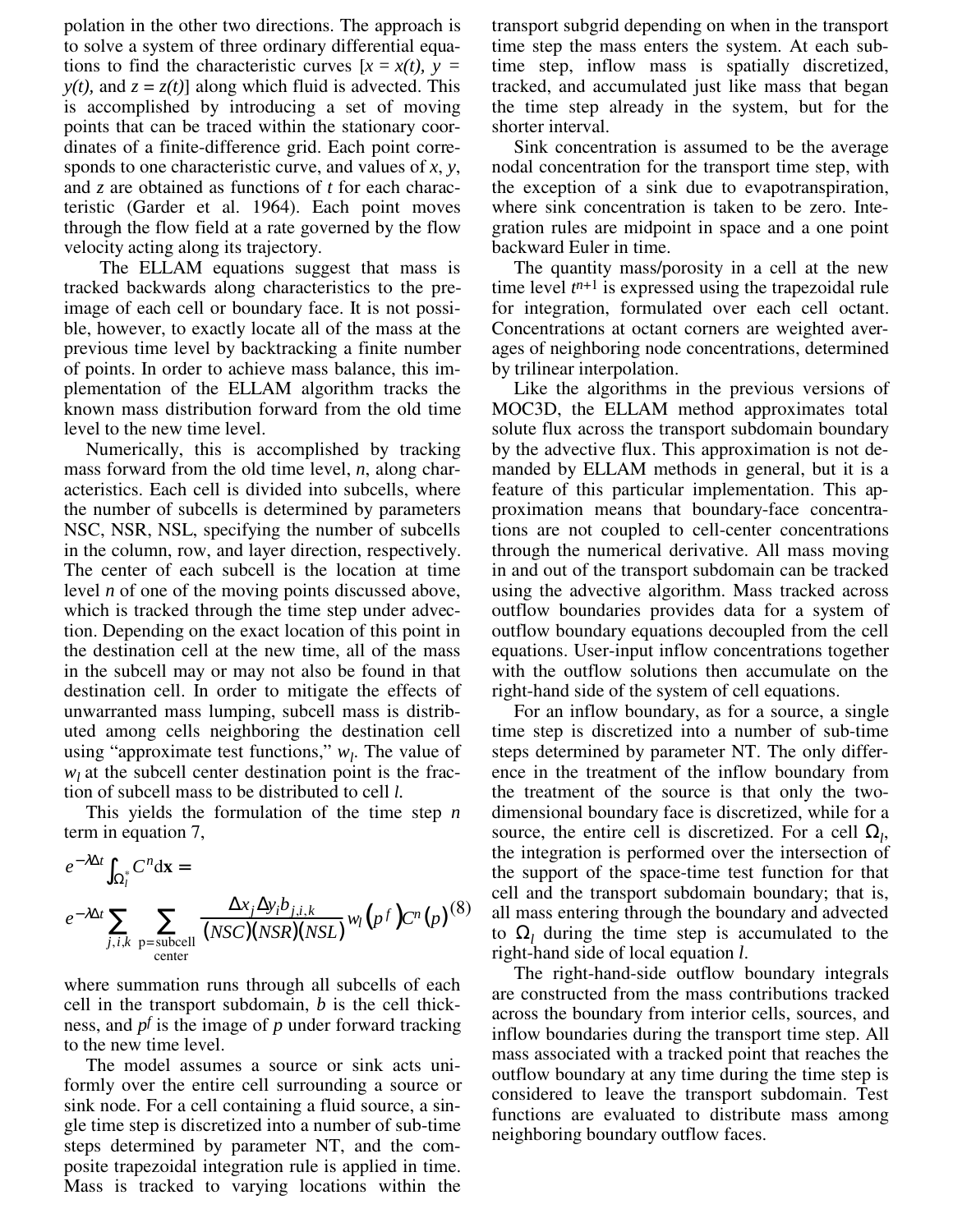polation in the other two directions. The approach is to solve a system of three ordinary differential equations to find the characteristic curves [$x = x(t)$, $y = y(t)$, and $z = z(t)$] along which fluid is advected. This is accomplished by introducing a set of moving points that can be traced within the stationary coordinates of a finite-difference grid. Each point corresponds to one characteristic curve, and values of $x$, $y$, and $z$ are obtained as functions of $t$ for each characteristic (Garder et al. 1964). Each point moves through the flow field at a rate governed by the flow velocity acting along its trajectory.

The ELLAM equations suggest that mass is tracked backwards along characteristics to the pre-image of each cell or boundary face. It is not possible, however, to exactly locate all of the mass at the previous time level by backtracking a finite number of points. In order to achieve mass balance, this implementation of the ELLAM algorithm tracks the known mass distribution forward from the old time level to the new time level.

Numerically, this is accomplished by tracking mass forward from the old time level, $n$, along characteristics. Each cell is divided into subcells, where the number of subcells is determined by parameters NSC, NSR, NSL, specifying the number of subcells in the column, row, and layer direction, respectively. The center of each subcell is the location at time level $n$ of one of the moving points discussed above, which is tracked through the time step under advection. Depending on the exact location of this point in the destination cell at the new time, all of the mass in the subcell may or may not also be found in that destination cell. In order to mitigate the effects of unwarranted mass lumping, subcell mass is distributed among cells neighboring the destination cell using "approximate test functions," $w_l$. The value of $w_l$ at the subcell center destination point is the fraction of subcell mass to be distributed to cell $l$.

This yields the formulation of the time step $n$ term in equation 7,

$$e^{-\lambda\Delta t}\int_{\Omega_l^*} C^n \mathrm{d}\mathbf{x} = e^{-\lambda\Delta t}\sum_{j,i,k}\ \sum_{\substack{p=\text{subcell}\\ \text{center}}} \frac{\Delta x_j \Delta y_i b_{j,i,k}}{(NSC)(NSR)(NSL)} w_l\left(p^f\right) C^n(p) \qquad (8)$$

where summation runs through all subcells of each cell in the transport subdomain, $b$ is the cell thickness, and $p^f$ is the image of $p$ under forward tracking to the new time level.

The model assumes a source or sink acts uniformly over the entire cell surrounding a source or sink node. For a cell containing a fluid source, a single time step is discretized into a number of sub-time steps determined by parameter NT, and the composite trapezoidal integration rule is applied in time. Mass is tracked to varying locations within the transport subgrid depending on when in the transport time step the mass enters the system. At each sub-time step, inflow mass is spatially discretized, tracked, and accumulated just like mass that began the time step already in the system, but for the shorter interval.

Sink concentration is assumed to be the average nodal concentration for the transport time step, with the exception of a sink due to evapotranspiration, where sink concentration is taken to be zero. Integration rules are midpoint in space and a one point backward Euler in time.

The quantity mass/porosity in a cell at the new time level $t^{n+1}$ is expressed using the trapezoidal rule for integration, formulated over each cell octant. Concentrations at octant corners are weighted averages of neighboring node concentrations, determined by trilinear interpolation.

Like the algorithms in the previous versions of MOC3D, the ELLAM method approximates total solute flux across the transport subdomain boundary by the advective flux. This approximation is not demanded by ELLAM methods in general, but it is a feature of this particular implementation. This approximation means that boundary-face concentrations are not coupled to cell-center concentrations through the numerical derivative. All mass moving in and out of the transport subdomain can be tracked using the advective algorithm. Mass tracked across outflow boundaries provides data for a system of outflow boundary equations decoupled from the cell equations. User-input inflow concentrations together with the outflow solutions then accumulate on the right-hand side of the system of cell equations.

For an inflow boundary, as for a source, a single time step is discretized into a number of sub-time steps determined by parameter NT. The only difference in the treatment of the inflow boundary from the treatment of the source is that only the two-dimensional boundary face is discretized, while for a source, the entire cell is discretized. For a cell $\Omega_l$, the integration is performed over the intersection of the support of the space-time test function for that cell and the transport subdomain boundary; that is, all mass entering through the boundary and advected to $\Omega_l$ during the time step is accumulated to the right-hand side of local equation $l$.

The right-hand-side outflow boundary integrals are constructed from the mass contributions tracked across the boundary from interior cells, sources, and inflow boundaries during the transport time step. All mass associated with a tracked point that reaches the outflow boundary at any time during the time step is considered to leave the transport subdomain. Test functions are evaluated to distribute mass among neighboring boundary outflow faces.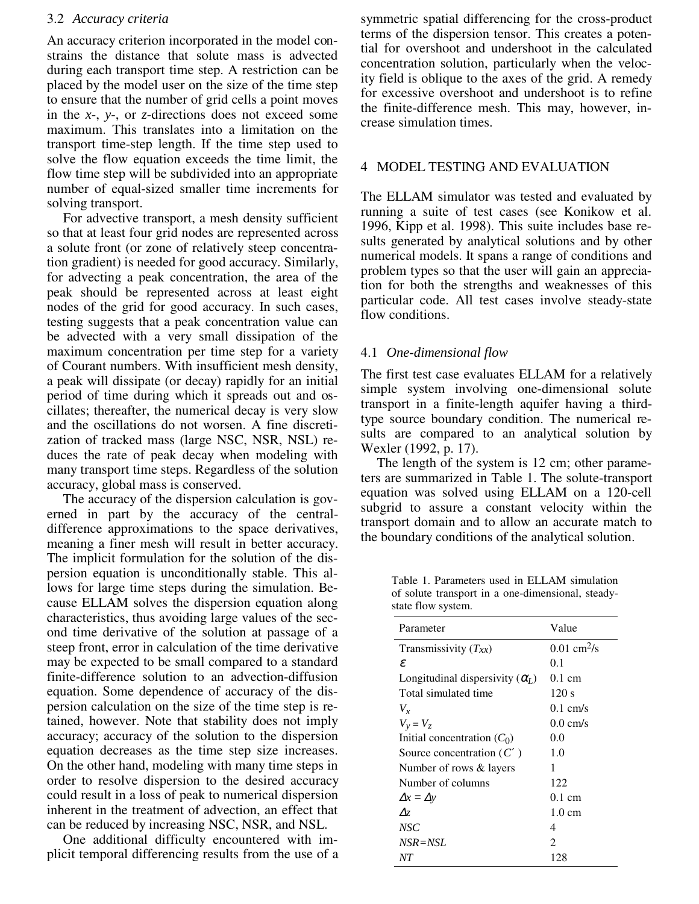### 3.2 *Accuracy criteria*

An accuracy criterion incorporated in the model constrains the distance that solute mass is advected during each transport time step. A restriction can be placed by the model user on the size of the time step to ensure that the number of grid cells a point moves in the *x*-, *y*-, or *z*-directions does not exceed some maximum. This translates into a limitation on the transport time-step length. If the time step used to solve the flow equation exceeds the time limit, the flow time step will be subdivided into an appropriate number of equal-sized smaller time increments for solving transport.

For advective transport, a mesh density sufficient so that at least four grid nodes are represented across a solute front (or zone of relatively steep concentration gradient) is needed for good accuracy. Similarly, for advecting a peak concentration, the area of the peak should be represented across at least eight nodes of the grid for good accuracy. In such cases, testing suggests that a peak concentration value can be advected with a very small dissipation of the maximum concentration per time step for a variety of Courant numbers. With insufficient mesh density, a peak will dissipate (or decay) rapidly for an initial period of time during which it spreads out and oscillates; thereafter, the numerical decay is very slow and the oscillations do not worsen. A fine discretization of tracked mass (large NSC, NSR, NSL) reduces the rate of peak decay when modeling with many transport time steps. Regardless of the solution accuracy, global mass is conserved.

The accuracy of the dispersion calculation is governed in part by the accuracy of the central-difference approximations to the space derivatives, meaning a finer mesh will result in better accuracy. The implicit formulation for the solution of the dispersion equation is unconditionally stable. This allows for large time steps during the simulation. Because ELLAM solves the dispersion equation along characteristics, thus avoiding large values of the second time derivative of the solution at passage of a steep front, error in calculation of the time derivative may be expected to be small compared to a standard finite-difference solution to an advection-diffusion equation. Some dependence of accuracy of the dispersion calculation on the size of the time step is retained, however. Note that stability does not imply accuracy; accuracy of the solution to the dispersion equation decreases as the time step size increases. On the other hand, modeling with many time steps in order to resolve dispersion to the desired accuracy could result in a loss of peak to numerical dispersion inherent in the treatment of advection, an effect that can be reduced by increasing NSC, NSR, and NSL.

One additional difficulty encountered with implicit temporal differencing results from the use of a symmetric spatial differencing for the cross-product terms of the dispersion tensor. This creates a potential for overshoot and undershoot in the calculated concentration solution, particularly when the velocity field is oblique to the axes of the grid. A remedy for excessive overshoot and undershoot is to refine the finite-difference mesh. This may, however, increase simulation times.

## 4 MODEL TESTING AND EVALUATION

The ELLAM simulator was tested and evaluated by running a suite of test cases (see Konikow et al. 1996, Kipp et al. 1998). This suite includes base results generated by analytical solutions and by other numerical models. It spans a range of conditions and problem types so that the user will gain an appreciation for both the strengths and weaknesses of this particular code. All test cases involve steady-state flow conditions.

### 4.1 *One-dimensional flow*

The first test case evaluates ELLAM for a relatively simple system involving one-dimensional solute transport in a finite-length aquifer having a third-type source boundary condition. The numerical results are compared to an analytical solution by Wexler (1992, p. 17).

The length of the system is 12 cm; other parameters are summarized in Table 1. The solute-transport equation was solved using ELLAM on a 120-cell subgrid to assure a constant velocity within the transport domain and to allow an accurate match to the boundary conditions of the analytical solution.

Table 1. Parameters used in ELLAM simulation of solute transport in a one-dimensional, steady-state flow system.

| Parameter | Value |
|---|---|
| Transmissivity ($T_{xx}$) | 0.01 $cm^2$/s |
| $\varepsilon$ | 0.1 |
| Longitudinal dispersivity ($\alpha_L$) | 0.1 cm |
| Total simulated time | 120 s |
| $V_x$ | 0.1 cm/s |
| $V_y = V_z$ | 0.0 cm/s |
| Initial concentration ($C_0$) | 0.0 |
| Source concentration ($C'$) | 1.0 |
| Number of rows & layers | 1 |
| Number of columns | 122 |
| $\Delta x = \Delta y$ | 0.1 cm |
| $\Delta z$ | 1.0 cm |
| *NSC* | 4 |
| *NSR=NSL* | 2 |
| *NT* | 128 |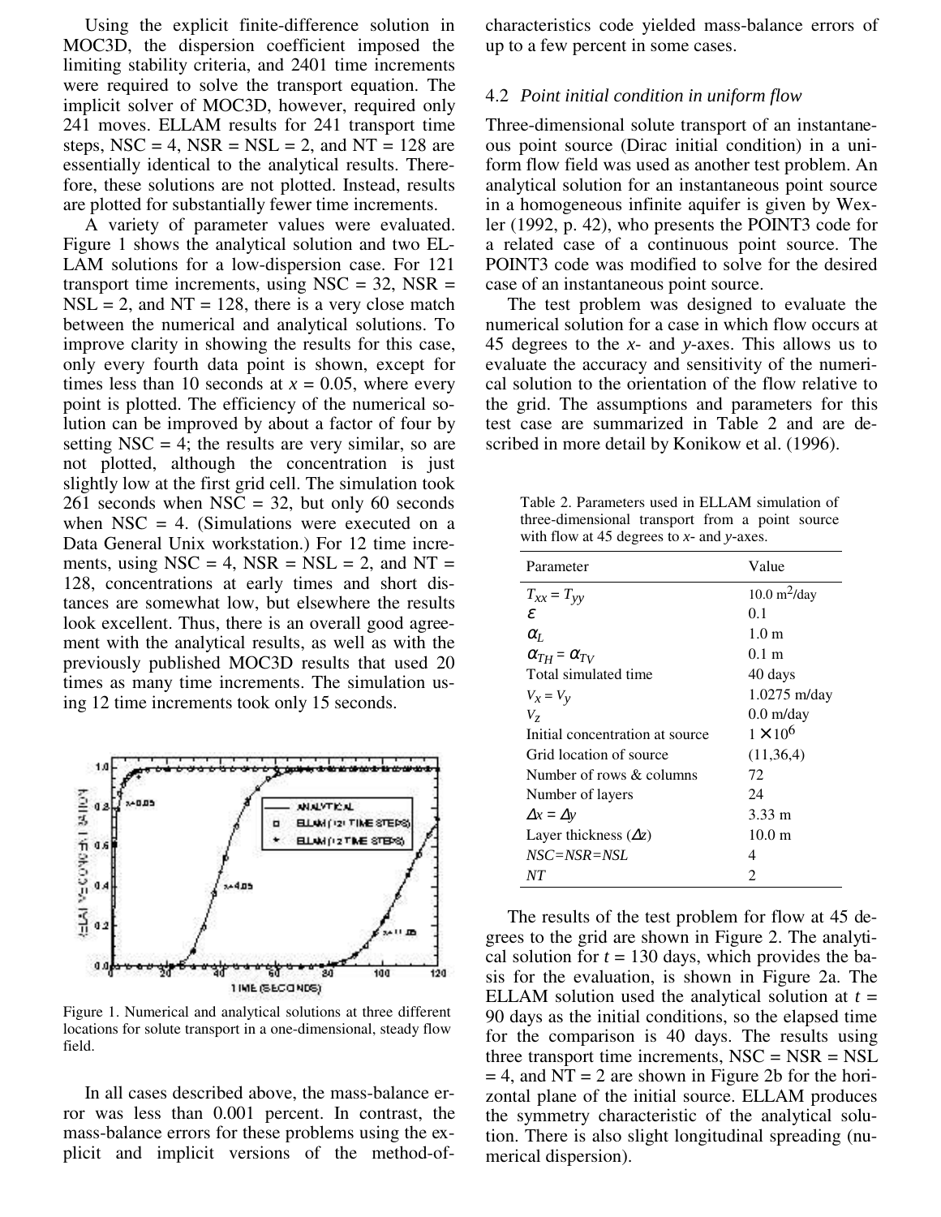Using the explicit finite-difference solution in MOC3D, the dispersion coefficient imposed the limiting stability criteria, and 2401 time increments were required to solve the transport equation. The implicit solver of MOC3D, however, required only 241 moves. ELLAM results for 241 transport time steps, NSC = 4, NSR = NSL = 2, and NT = 128 are essentially identical to the analytical results. Therefore, these solutions are not plotted. Instead, results are plotted for substantially fewer time increments.

A variety of parameter values were evaluated. Figure 1 shows the analytical solution and two ELLAM solutions for a low-dispersion case. For 121 transport time increments, using NSC = 32, NSR = NSL = 2, and NT = 128, there is a very close match between the numerical and analytical solutions. To improve clarity in showing the results for this case, only every fourth data point is shown, except for times less than 10 seconds at $x = 0.05$, where every point is plotted. The efficiency of the numerical solution can be improved by about a factor of four by setting NSC = 4; the results are very similar, so are not plotted, although the concentration is just slightly low at the first grid cell. The simulation took 261 seconds when NSC = 32, but only 60 seconds when NSC = 4. (Simulations were executed on a Data General Unix workstation.) For 12 time increments, using NSC = 4, NSR = NSL = 2, and NT = 128, concentrations at early times and short distances are somewhat low, but elsewhere the results look excellent. Thus, there is an overall good agreement with the analytical results, as well as with the previously published MOC3D results that used 20 times as many time increments. The simulation using 12 time increments took only 15 seconds.

Figure 1. Numerical and analytical solutions at three different locations for solute transport in a one-dimensional, steady flow field.

In all cases described above, the mass-balance error was less than 0.001 percent. In contrast, the mass-balance errors for these problems using the explicit and implicit versions of the method-of-characteristics code yielded mass-balance errors of up to a few percent in some cases.

### 4.2 *Point initial condition in uniform flow*

Three-dimensional solute transport of an instantaneous point source (Dirac initial condition) in a uniform flow field was used as another test problem. An analytical solution for an instantaneous point source in a homogeneous infinite aquifer is given by Wexler (1992, p. 42), who presents the POINT3 code for a related case of a continuous point source. The POINT3 code was modified to solve for the desired case of an instantaneous point source.

The test problem was designed to evaluate the numerical solution for a case in which flow occurs at 45 degrees to the *x*- and *y*-axes. This allows us to evaluate the accuracy and sensitivity of the numerical solution to the orientation of the flow relative to the grid. The assumptions and parameters for this test case are summarized in Table 2 and are described in more detail by Konikow et al. (1996).

Table 2. Parameters used in ELLAM simulation of three-dimensional transport from a point source with flow at 45 degrees to *x*- and *y*-axes.

| Parameter | Value |
|---|---|
| $T_{xx} = T_{yy}$ | 10.0 $m^2$/day |
| $\varepsilon$ | 0.1 |
| $\alpha_L$ | 1.0 m |
| $\alpha_{TH} = \alpha_{TV}$ | 0.1 m |
| Total simulated time | 40 days |
| $V_x = V_y$ | 1.0275 m/day |
| $V_z$ | 0.0 m/day |
| Initial concentration at source | $1 \times 10^6$ |
| Grid location of source | (11,36,4) |
| Number of rows & columns | 72 |
| Number of layers | 24 |
| $\Delta x = \Delta y$ | 3.33 m |
| Layer thickness ($\Delta z$) | 10.0 m |
| *NSC=NSR=NSL* | 4 |
| *NT* | 2 |

The results of the test problem for flow at 45 degrees to the grid are shown in Figure 2. The analytical solution for $t = 130$ days, which provides the basis for the evaluation, is shown in Figure 2a. The ELLAM solution used the analytical solution at $t = 90$ days as the initial conditions, so the elapsed time for the comparison is 40 days. The results using three transport time increments, NSC = NSR = NSL = 4, and NT = 2 are shown in Figure 2b for the horizontal plane of the initial source. ELLAM produces the symmetry characteristic of the analytical solution. There is also slight longitudinal spreading (numerical dispersion).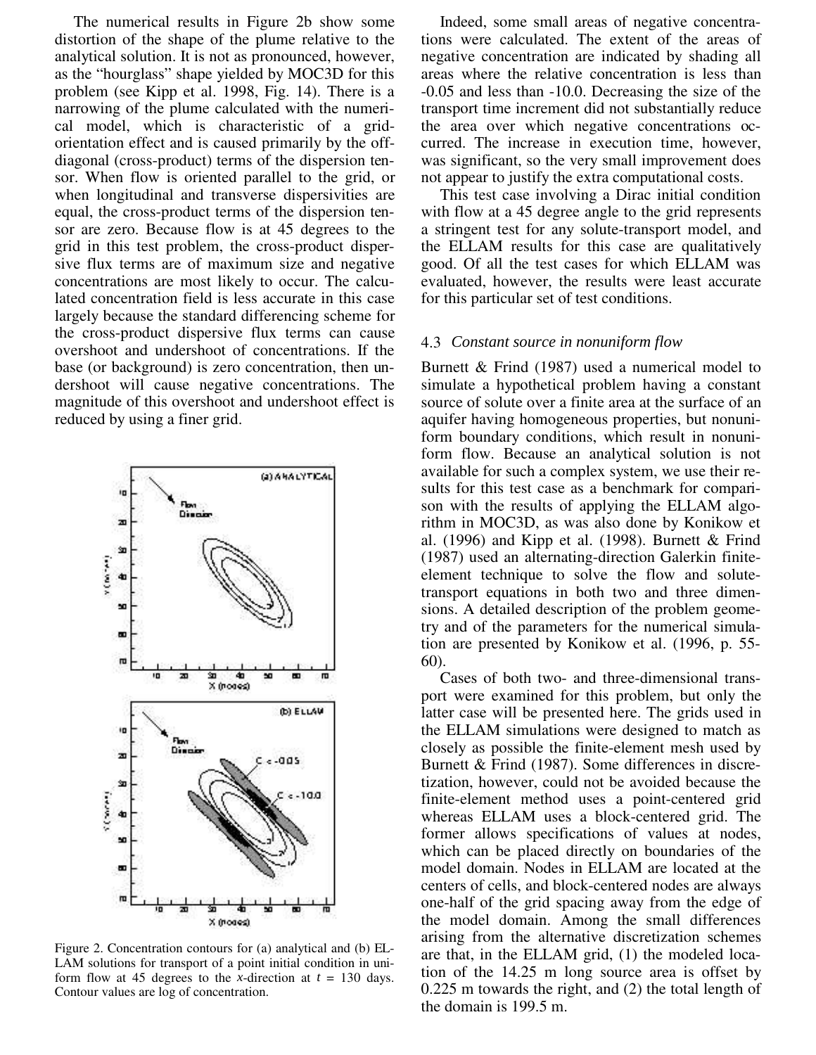The numerical results in Figure 2b show some distortion of the shape of the plume relative to the analytical solution. It is not as pronounced, however, as the "hourglass" shape yielded by MOC3D for this problem (see Kipp et al. 1998, Fig. 14). There is a narrowing of the plume calculated with the numerical model, which is characteristic of a grid-orientation effect and is caused primarily by the off-diagonal (cross-product) terms of the dispersion tensor. When flow is oriented parallel to the grid, or when longitudinal and transverse dispersivities are equal, the cross-product terms of the dispersion tensor are zero. Because flow is at 45 degrees to the grid in this test problem, the cross-product dispersive flux terms are of maximum size and negative concentrations are most likely to occur. The calculated concentration field is less accurate in this case largely because the standard differencing scheme for the cross-product dispersive flux terms can cause overshoot and undershoot of concentrations. If the base (or background) is zero concentration, then undershoot will cause negative concentrations. The magnitude of this overshoot and undershoot effect is reduced by using a finer grid.

Figure 2. Concentration contours for (a) analytical and (b) ELLAM solutions for transport of a point initial condition in uniform flow at 45 degrees to the $x$-direction at $t$ = 130 days. Contour values are log of concentration.

Indeed, some small areas of negative concentrations were calculated. The extent of the areas of negative concentration are indicated by shading all areas where the relative concentration is less than -0.05 and less than -10.0. Decreasing the size of the transport time increment did not substantially reduce the area over which negative concentrations occurred. The increase in execution time, however, was significant, so the very small improvement does not appear to justify the extra computational costs.

This test case involving a Dirac initial condition with flow at a 45 degree angle to the grid represents a stringent test for any solute-transport model, and the ELLAM results for this case are qualitatively good. Of all the test cases for which ELLAM was evaluated, however, the results were least accurate for this particular set of test conditions.

### 4.3 *Constant source in nonuniform flow*

Burnett & Frind (1987) used a numerical model to simulate a hypothetical problem having a constant source of solute over a finite area at the surface of an aquifer having homogeneous properties, but nonuniform boundary conditions, which result in nonuniform flow. Because an analytical solution is not available for such a complex system, we use their results for this test case as a benchmark for comparison with the results of applying the ELLAM algorithm in MOC3D, as was also done by Konikow et al. (1996) and Kipp et al. (1998). Burnett & Frind (1987) used an alternating-direction Galerkin finite-element technique to solve the flow and solute-transport equations in both two and three dimensions. A detailed description of the problem geometry and of the parameters for the numerical simulation are presented by Konikow et al. (1996, p. 55-60).

Cases of both two- and three-dimensional transport were examined for this problem, but only the latter case will be presented here. The grids used in the ELLAM simulations were designed to match as closely as possible the finite-element mesh used by Burnett & Frind (1987). Some differences in discretization, however, could not be avoided because the finite-element method uses a point-centered grid whereas ELLAM uses a block-centered grid. The former allows specifications of values at nodes, which can be placed directly on boundaries of the model domain. Nodes in ELLAM are located at the centers of cells, and block-centered nodes are always one-half of the grid spacing away from the edge of the model domain. Among the small differences arising from the alternative discretization schemes are that, in the ELLAM grid, (1) the modeled location of the 14.25 m long source area is offset by 0.225 m towards the right, and (2) the total length of the domain is 199.5 m.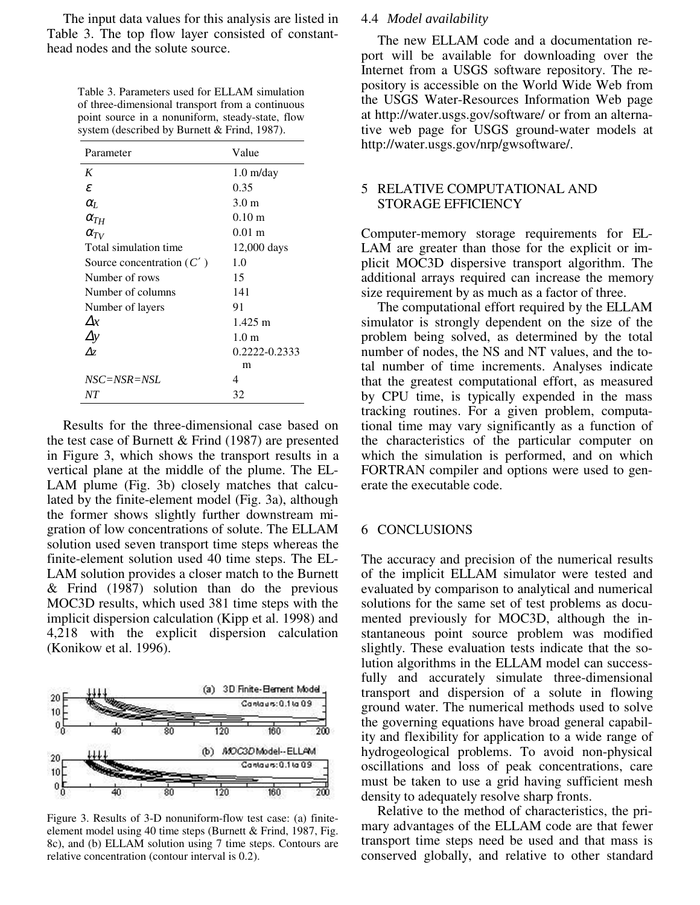The input data values for this analysis are listed in Table 3. The top flow layer consisted of constant-head nodes and the solute source.

Table 3. Parameters used for ELLAM simulation of three-dimensional transport from a continuous point source in a nonuniform, steady-state, flow system (described by Burnett & Frind, 1987).

| Parameter | Value |
|---|---|
| $K$ | 1.0 m/day |
| $\varepsilon$ | 0.35 |
| $\alpha_L$ | 3.0 m |
| $\alpha_{TH}$ | 0.10 m |
| $\alpha_{TV}$ | 0.01 m |
| Total simulation time | 12,000 days |
| Source concentration ($C'$) | 1.0 |
| Number of rows | 15 |
| Number of columns | 141 |
| Number of layers | 91 |
| $\Delta x$ | 1.425 m |
| $\Delta y$ | 1.0 m |
| $\Delta z$ | 0.2222-0.2333 m |
| $NSC$=$NSR$=$NSL$ | 4 |
| $NT$ | 32 |

Results for the three-dimensional case based on the test case of Burnett & Frind (1987) are presented in Figure 3, which shows the transport results in a vertical plane at the middle of the plume. The ELLAM plume (Fig. 3b) closely matches that calculated by the finite-element model (Fig. 3a), although the former shows slightly further downstream migration of low concentrations of solute. The ELLAM solution used seven transport time steps whereas the finite-element solution used 40 time steps. The ELLAM solution provides a closer match to the Burnett & Frind (1987) solution than do the previous MOC3D results, which used 381 time steps with the implicit dispersion calculation (Kipp et al. 1998) and 4,218 with the explicit dispersion calculation (Konikow et al. 1996).

Figure 3. Results of 3-D nonuniform-flow test case: (a) finite-element model using 40 time steps (Burnett & Frind, 1987, Fig. 8c), and (b) ELLAM solution using 7 time steps. Contours are relative concentration (contour interval is 0.2).

### 4.4 *Model availability*

The new ELLAM code and a documentation report will be available for downloading over the Internet from a USGS software repository. The repository is accessible on the World Wide Web from the USGS Water-Resources Information Web page at http://water.usgs.gov/software/ or from an alternative web page for USGS ground-water models at http://water.usgs.gov/nrp/gwsoftware/.

## 5 RELATIVE COMPUTATIONAL AND STORAGE EFFICIENCY

Computer-memory storage requirements for ELLAM are greater than those for the explicit or implicit MOC3D dispersive transport algorithm. The additional arrays required can increase the memory size requirement by as much as a factor of three.

The computational effort required by the ELLAM simulator is strongly dependent on the size of the problem being solved, as determined by the total number of nodes, the NS and NT values, and the total number of time increments. Analyses indicate that the greatest computational effort, as measured by CPU time, is typically expended in the mass tracking routines. For a given problem, computational time may vary significantly as a function of the characteristics of the particular computer on which the simulation is performed, and on which FORTRAN compiler and options were used to generate the executable code.

## 6 CONCLUSIONS

The accuracy and precision of the numerical results of the implicit ELLAM simulator were tested and evaluated by comparison to analytical and numerical solutions for the same set of test problems as documented previously for MOC3D, although the instantaneous point source problem was modified slightly. These evaluation tests indicate that the solution algorithms in the ELLAM model can successfully and accurately simulate three-dimensional transport and dispersion of a solute in flowing ground water. The numerical methods used to solve the governing equations have broad general capability and flexibility for application to a wide range of hydrogeological problems. To avoid non-physical oscillations and loss of peak concentrations, care must be taken to use a grid having sufficient mesh density to adequately resolve sharp fronts.

Relative to the method of characteristics, the primary advantages of the ELLAM code are that fewer transport time steps need be used and that mass is conserved globally, and relative to other standard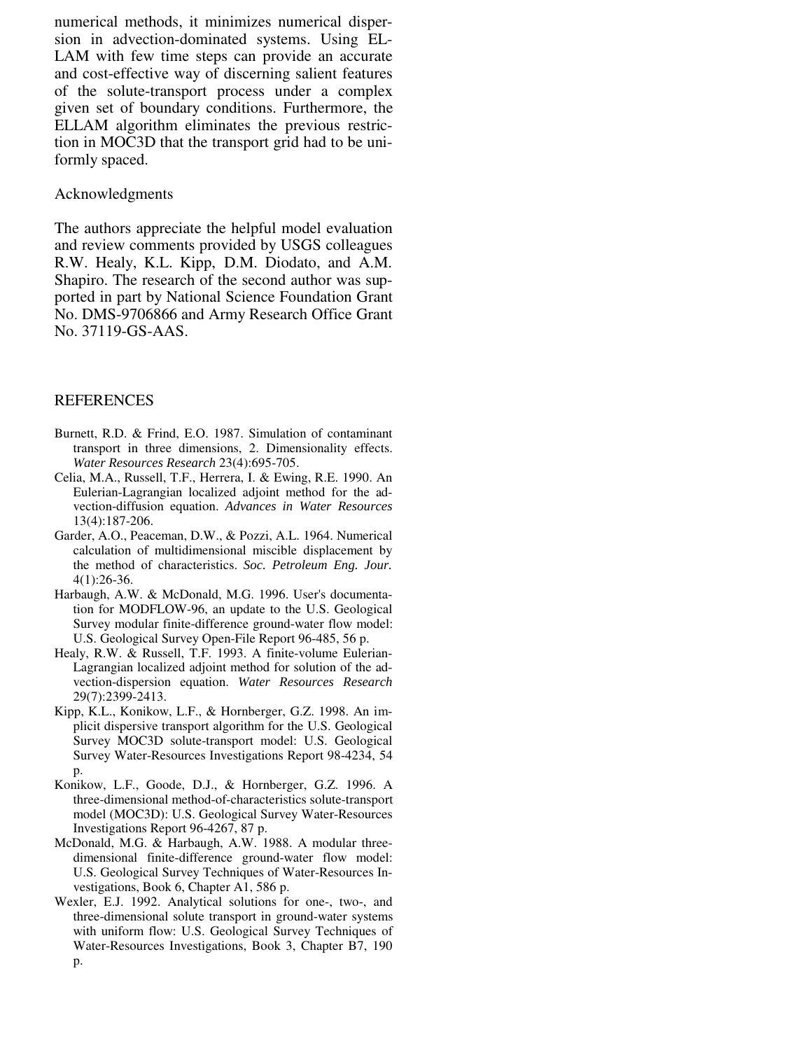numerical methods, it minimizes numerical dispersion in advection-dominated systems. Using ELLAM with few time steps can provide an accurate and cost-effective way of discerning salient features of the solute-transport process under a complex given set of boundary conditions. Furthermore, the ELLAM algorithm eliminates the previous restriction in MOC3D that the transport grid had to be uniformly spaced.

## Acknowledgments

The authors appreciate the helpful model evaluation and review comments provided by USGS colleagues R.W. Healy, K.L. Kipp, D.M. Diodato, and A.M. Shapiro. The research of the second author was supported in part by National Science Foundation Grant No. DMS-9706866 and Army Research Office Grant No. 37119-GS-AAS.

## REFERENCES

- Burnett, R.D. & Frind, E.O. 1987. Simulation of contaminant transport in three dimensions, 2. Dimensionality effects. *Water Resources Research* 23(4):695-705.
- Celia, M.A., Russell, T.F., Herrera, I. & Ewing, R.E. 1990. An Eulerian-Lagrangian localized adjoint method for the advection-diffusion equation. *Advances in Water Resources* 13(4):187-206.
- Garder, A.O., Peaceman, D.W., & Pozzi, A.L. 1964. Numerical calculation of multidimensional miscible displacement by the method of characteristics. *Soc. Petroleum Eng. Jour.* 4(1):26-36.
- Harbaugh, A.W. & McDonald, M.G. 1996. User's documentation for MODFLOW-96, an update to the U.S. Geological Survey modular finite-difference ground-water flow model: U.S. Geological Survey Open-File Report 96-485, 56 p.
- Healy, R.W. & Russell, T.F. 1993. A finite-volume Eulerian-Lagrangian localized adjoint method for solution of the advection-dispersion equation. *Water Resources Research* 29(7):2399-2413.
- Kipp, K.L., Konikow, L.F., & Hornberger, G.Z. 1998. An implicit dispersive transport algorithm for the U.S. Geological Survey MOC3D solute-transport model: U.S. Geological Survey Water-Resources Investigations Report 98-4234, 54 p.
- Konikow, L.F., Goode, D.J., & Hornberger, G.Z. 1996. A three-dimensional method-of-characteristics solute-transport model (MOC3D): U.S. Geological Survey Water-Resources Investigations Report 96-4267, 87 p.
- McDonald, M.G. & Harbaugh, A.W. 1988. A modular three-dimensional finite-difference ground-water flow model: U.S. Geological Survey Techniques of Water-Resources Investigations, Book 6, Chapter A1, 586 p.
- Wexler, E.J. 1992. Analytical solutions for one-, two-, and three-dimensional solute transport in ground-water systems with uniform flow: U.S. Geological Survey Techniques of Water-Resources Investigations, Book 3, Chapter B7, 190 p.